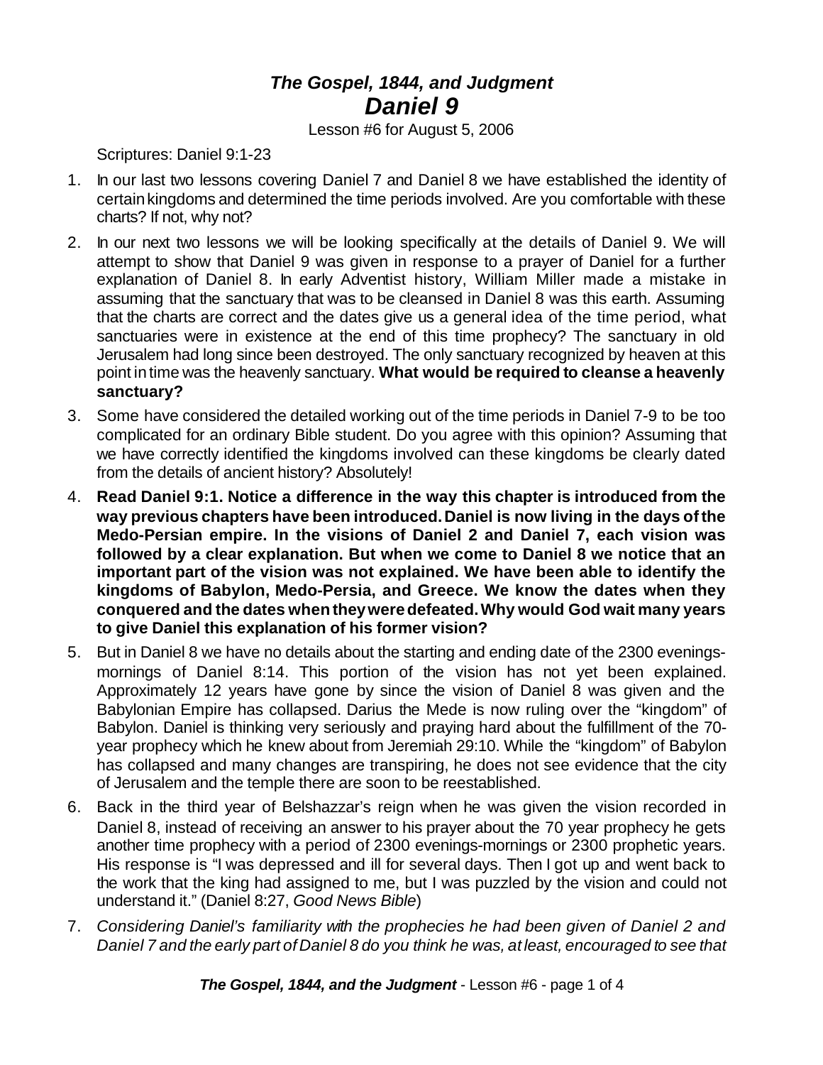# *The Gospel, 1844, and Judgment*
## *Daniel 9*

Lesson #6 for August 5, 2006

Scriptures: Daniel 9:1-23

1. In our last two lessons covering Daniel 7 and Daniel 8 we have established the identity of certain kingdoms and determined the time periods involved. Are you comfortable with these charts? If not, why not?
2. In our next two lessons we will be looking specifically at the details of Daniel 9. We will attempt to show that Daniel 9 was given in response to a prayer of Daniel for a further explanation of Daniel 8. In early Adventist history, William Miller made a mistake in assuming that the sanctuary that was to be cleansed in Daniel 8 was this earth. Assuming that the charts are correct and the dates give us a general idea of the time period, what sanctuaries were in existence at the end of this time prophecy? The sanctuary in old Jerusalem had long since been destroyed. The only sanctuary recognized by heaven at this point in time was the heavenly sanctuary. **What would be required to cleanse a heavenly sanctuary?**
3. Some have considered the detailed working out of the time periods in Daniel 7-9 to be too complicated for an ordinary Bible student. Do you agree with this opinion? Assuming that we have correctly identified the kingdoms involved can these kingdoms be clearly dated from the details of ancient history? Absolutely!
4. **Read Daniel 9:1. Notice a difference in the way this chapter is introduced from the way previous chapters have been introduced. Daniel is now living in the days of the Medo-Persian empire. In the visions of Daniel 2 and Daniel 7, each vision was followed by a clear explanation. But when we come to Daniel 8 we notice that an important part of the vision was not explained. We have been able to identify the kingdoms of Babylon, Medo-Persia, and Greece. We know the dates when they conquered and the dates when they were defeated. Why would God wait many years to give Daniel this explanation of his former vision?**
5. But in Daniel 8 we have no details about the starting and ending date of the 2300 evenings-mornings of Daniel 8:14. This portion of the vision has not yet been explained. Approximately 12 years have gone by since the vision of Daniel 8 was given and the Babylonian Empire has collapsed. Darius the Mede is now ruling over the "kingdom" of Babylon. Daniel is thinking very seriously and praying hard about the fulfillment of the 70-year prophecy which he knew about from Jeremiah 29:10. While the "kingdom" of Babylon has collapsed and many changes are transpiring, he does not see evidence that the city of Jerusalem and the temple there are soon to be reestablished.
6. Back in the third year of Belshazzar's reign when he was given the vision recorded in Daniel 8, instead of receiving an answer to his prayer about the 70 year prophecy he gets another time prophecy with a period of 2300 evenings-mornings or 2300 prophetic years. His response is "I was depressed and ill for several days. Then I got up and went back to the work that the king had assigned to me, but I was puzzled by the vision and could not understand it." (Daniel 8:27, *Good News Bible*)
7. *Considering Daniel's familiarity with the prophecies he had been given of Daniel 2 and Daniel 7 and the early part of Daniel 8 do you think he was, at least, encouraged to see that*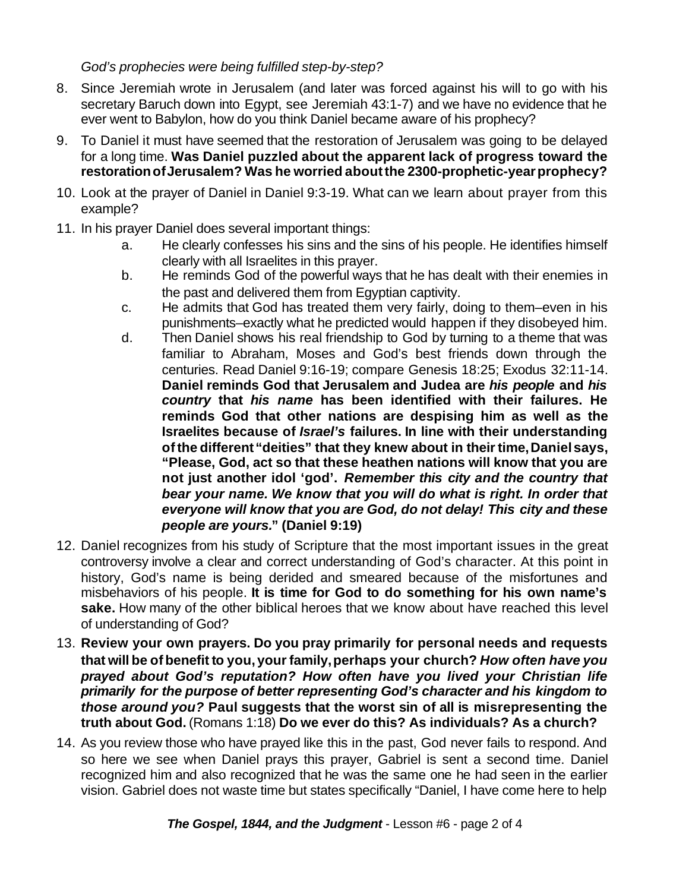*God's prophecies were being fulfilled step-by-step?*

8. Since Jeremiah wrote in Jerusalem (and later was forced against his will to go with his secretary Baruch down into Egypt, see Jeremiah 43:1-7) and we have no evidence that he ever went to Babylon, how do you think Daniel became aware of his prophecy?

9. To Daniel it must have seemed that the restoration of Jerusalem was going to be delayed for a long time. **Was Daniel puzzled about the apparent lack of progress toward the restoration of Jerusalem? Was he worried about the 2300-prophetic-year prophecy?**

10. Look at the prayer of Daniel in Daniel 9:3-19. What can we learn about prayer from this example?

11. In his prayer Daniel does several important things:
    a. He clearly confesses his sins and the sins of his people. He identifies himself clearly with all Israelites in this prayer.
    b. He reminds God of the powerful ways that he has dealt with their enemies in the past and delivered them from Egyptian captivity.
    c. He admits that God has treated them very fairly, doing to them–even in his punishments–exactly what he predicted would happen if they disobeyed him.
    d. Then Daniel shows his real friendship to God by turning to a theme that was familiar to Abraham, Moses and God's best friends down through the centuries. Read Daniel 9:16-19; compare Genesis 18:25; Exodus 32:11-14. **Daniel reminds God that Jerusalem and Judea are *his people* and *his country* that *his name* has been identified with their failures. He reminds God that other nations are despising him as well as the Israelites because of *Israel's* failures. In line with their understanding of the different "deities" that they knew about in their time, Daniel says, "Please, God, act so that these heathen nations will know that you are not just another idol 'god'. *Remember this city and the country that bear your name. We know that you will do what is right. In order that everyone will know that you are God, do not delay! This city and these people are yours.*" (Daniel 9:19)**

12. Daniel recognizes from his study of Scripture that the most important issues in the great controversy involve a clear and correct understanding of God's character. At this point in history, God's name is being derided and smeared because of the misfortunes and misbehaviors of his people. **It is time for God to do something for his own name's sake.** How many of the other biblical heroes that we know about have reached this level of understanding of God?

13. **Review your own prayers. Do you pray primarily for personal needs and requests that will be of benefit to you, your family, perhaps your church? *How often have you prayed about God's reputation? How often have you lived your Christian life primarily for the purpose of better representing God's character and his kingdom to those around you?* Paul suggests that the worst sin of all is misrepresenting the truth about God.** (Romans 1:18) **Do we ever do this? As individuals? As a church?**

14. As you review those who have prayed like this in the past, God never fails to respond. And so here we see when Daniel prays this prayer, Gabriel is sent a second time. Daniel recognized him and also recognized that he was the same one he had seen in the earlier vision. Gabriel does not waste time but states specifically "Daniel, I have come here to help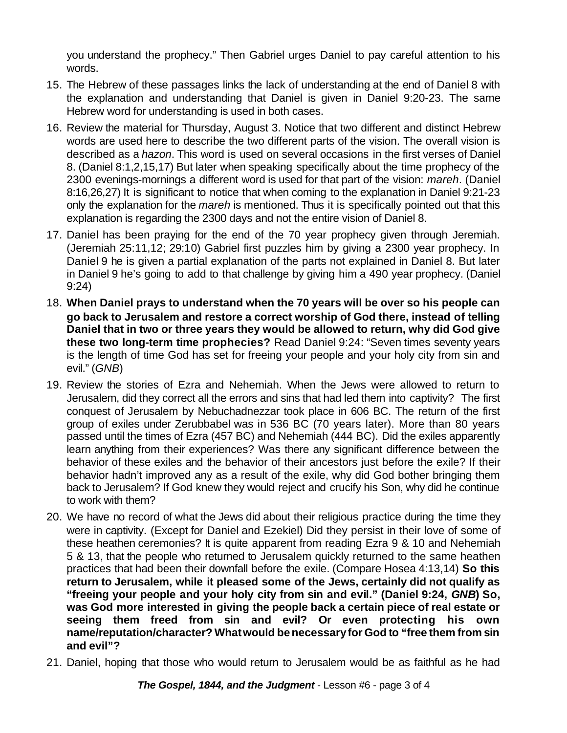you understand the prophecy." Then Gabriel urges Daniel to pay careful attention to his words.

15. The Hebrew of these passages links the lack of understanding at the end of Daniel 8 with the explanation and understanding that Daniel is given in Daniel 9:20-23. The same Hebrew word for understanding is used in both cases.
16. Review the material for Thursday, August 3. Notice that two different and distinct Hebrew words are used here to describe the two different parts of the vision. The overall vision is described as a *hazon*. This word is used on several occasions in the first verses of Daniel 8. (Daniel 8:1,2,15,17) But later when speaking specifically about the time prophecy of the 2300 evenings-mornings a different word is used for that part of the vision: *mareh*. (Daniel 8:16,26,27) It is significant to notice that when coming to the explanation in Daniel 9:21-23 only the explanation for the *mareh* is mentioned. Thus it is specifically pointed out that this explanation is regarding the 2300 days and not the entire vision of Daniel 8.
17. Daniel has been praying for the end of the 70 year prophecy given through Jeremiah. (Jeremiah 25:11,12; 29:10) Gabriel first puzzles him by giving a 2300 year prophecy. In Daniel 9 he is given a partial explanation of the parts not explained in Daniel 8. But later in Daniel 9 he's going to add to that challenge by giving him a 490 year prophecy. (Daniel 9:24)
18. **When Daniel prays to understand when the 70 years will be over so his people can go back to Jerusalem and restore a correct worship of God there, instead of telling Daniel that in two or three years they would be allowed to return, why did God give these two long-term time prophecies?** Read Daniel 9:24: "Seven times seventy years is the length of time God has set for freeing your people and your holy city from sin and evil." (*GNB*)
19. Review the stories of Ezra and Nehemiah. When the Jews were allowed to return to Jerusalem, did they correct all the errors and sins that had led them into captivity? The first conquest of Jerusalem by Nebuchadnezzar took place in 606 BC. The return of the first group of exiles under Zerubbabel was in 536 BC (70 years later). More than 80 years passed until the times of Ezra (457 BC) and Nehemiah (444 BC). Did the exiles apparently learn anything from their experiences? Was there any significant difference between the behavior of these exiles and the behavior of their ancestors just before the exile? If their behavior hadn't improved any as a result of the exile, why did God bother bringing them back to Jerusalem? If God knew they would reject and crucify his Son, why did he continue to work with them?
20. We have no record of what the Jews did about their religious practice during the time they were in captivity. (Except for Daniel and Ezekiel) Did they persist in their love of some of these heathen ceremonies? It is quite apparent from reading Ezra 9 & 10 and Nehemiah 5 & 13, that the people who returned to Jerusalem quickly returned to the same heathen practices that had been their downfall before the exile. (Compare Hosea 4:13,14) **So this return to Jerusalem, while it pleased some of the Jews, certainly did not qualify as "freeing your people and your holy city from sin and evil." (Daniel 9:24, *GNB*) So, was God more interested in giving the people back a certain piece of real estate or seeing them freed from sin and evil? Or even protecting his own name/reputation/character? What would be necessary for God to "free them from sin and evil"?**
21. Daniel, hoping that those who would return to Jerusalem would be as faithful as he had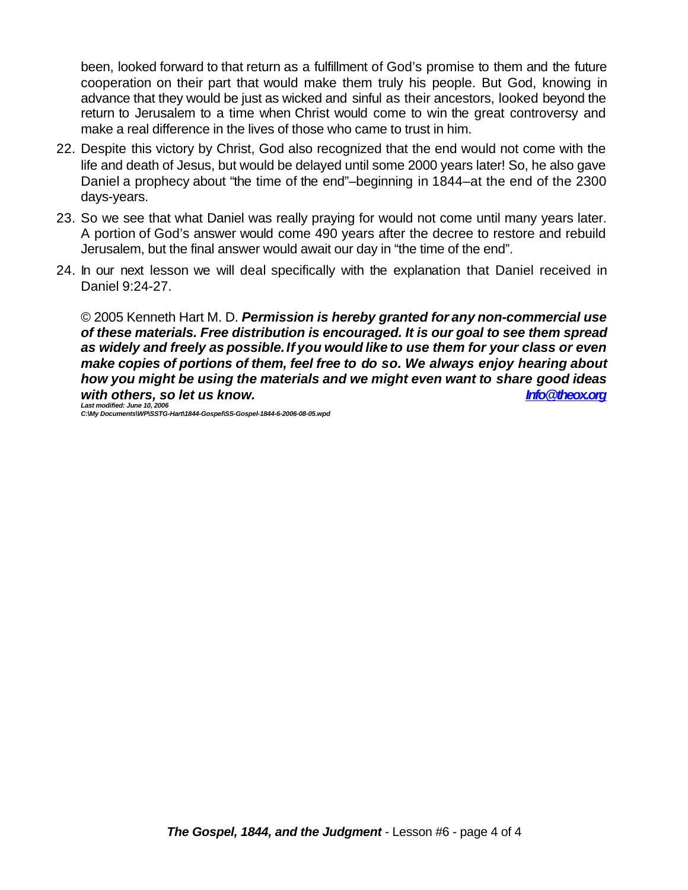been, looked forward to that return as a fulfillment of God's promise to them and the future cooperation on their part that would make them truly his people. But God, knowing in advance that they would be just as wicked and sinful as their ancestors, looked beyond the return to Jerusalem to a time when Christ would come to win the great controversy and make a real difference in the lives of those who came to trust in him.

22. Despite this victory by Christ, God also recognized that the end would not come with the life and death of Jesus, but would be delayed until some 2000 years later! So, he also gave Daniel a prophecy about "the time of the end"–beginning in 1844–at the end of the 2300 days-years.
23. So we see that what Daniel was really praying for would not come until many years later. A portion of God's answer would come 490 years after the decree to restore and rebuild Jerusalem, but the final answer would await our day in "the time of the end".
24. In our next lesson we will deal specifically with the explanation that Daniel received in Daniel 9:24-27.

© 2005 Kenneth Hart M. D. ***Permission is hereby granted for any non-commercial use of these materials. Free distribution is encouraged. It is our goal to see them spread as widely and freely as possible. If you would like to use them for your class or even make copies of portions of them, feel free to do so. We always enjoy hearing about how you might be using the materials and we might even want to share good ideas with others, so let us know.*** ***Info@theox.org***

*Last modified: June 10, 2006*
*C:\My Documents\WP\SSTG-Hart\1844-Gospel\SS-Gospel-1844-6-2006-08-05.wpd*